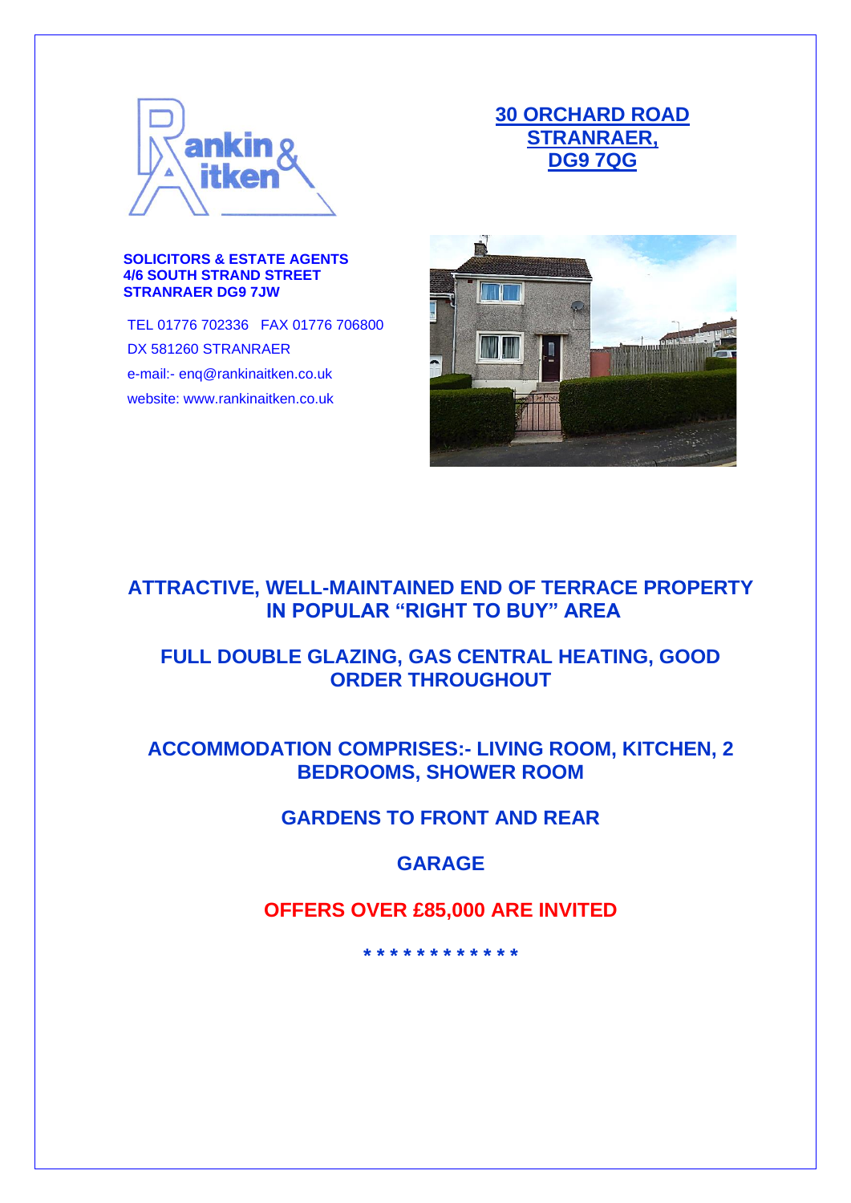# 30 ORCHARD ROAD
# STRANRAER,
# DG9 7QG

**SOLICITORS & ESTATE AGENTS**
**4/6 SOUTH STRAND STREET**
**STRANRAER DG9 7JW**

TEL 01776 702336 FAX 01776 706800
DX 581260 STRANRAER
e-mail:- enq@rankinaitken.co.uk
website: www.rankinaitken.co.uk

## ATTRACTIVE, WELL-MAINTAINED END OF TERRACE PROPERTY IN POPULAR "RIGHT TO BUY" AREA

## FULL DOUBLE GLAZING, GAS CENTRAL HEATING, GOOD ORDER THROUGHOUT

## ACCOMMODATION COMPRISES:- LIVING ROOM, KITCHEN, 2 BEDROOMS, SHOWER ROOM

## GARDENS TO FRONT AND REAR

## GARAGE

## OFFERS OVER £85,000 ARE INVITED

**\* \* \* \* \* \* \* \* \* \* \* \***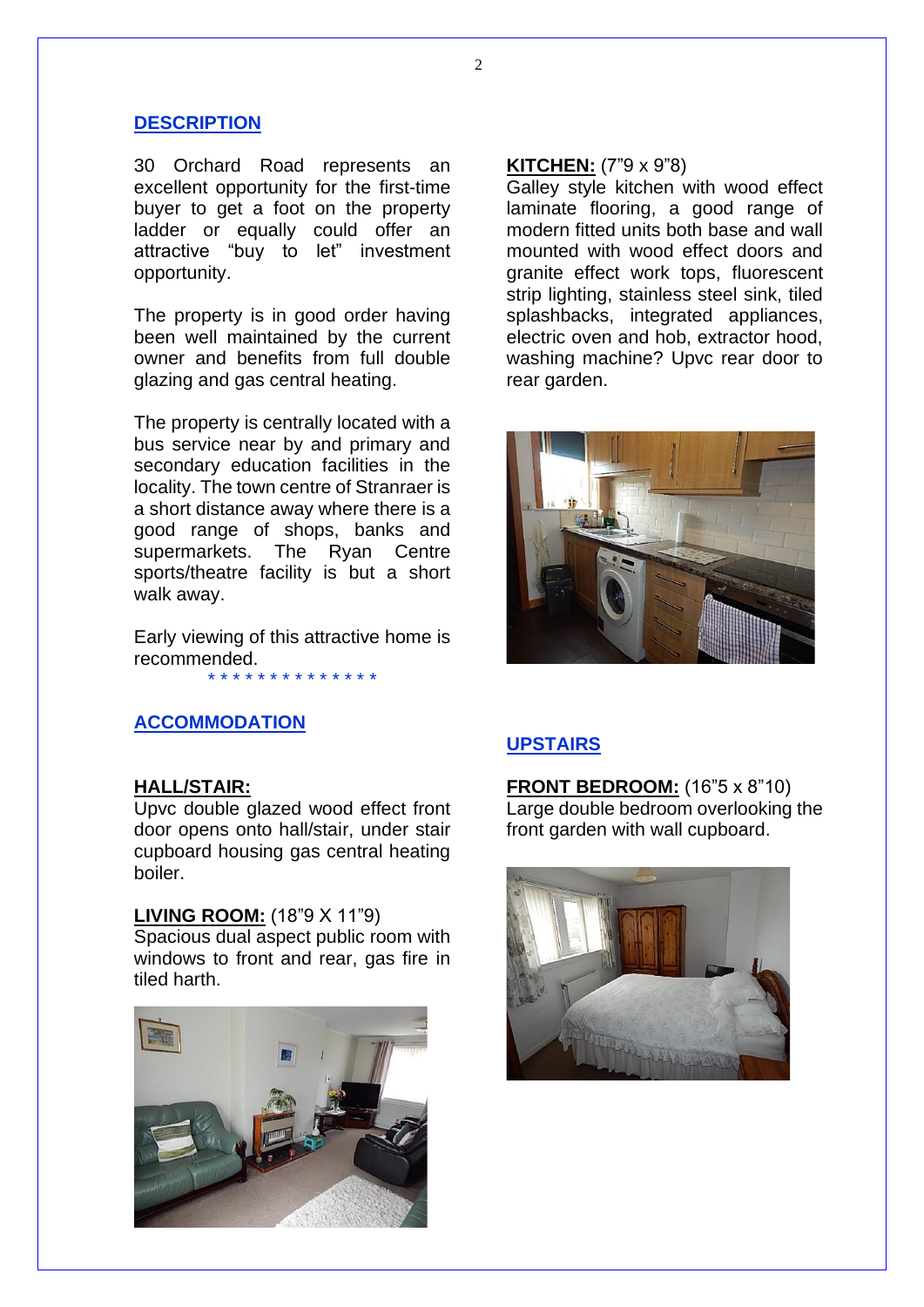## DESCRIPTION

30 Orchard Road represents an excellent opportunity for the first-time buyer to get a foot on the property ladder or equally could offer an attractive "buy to let" investment opportunity.

The property is in good order having been well maintained by the current owner and benefits from full double glazing and gas central heating.

The property is centrally located with a bus service near by and primary and secondary education facilities in the locality. The town centre of Stranraer is a short distance away where there is a good range of shops, banks and supermarkets. The Ryan Centre sports/theatre facility is but a short walk away.

Early viewing of this attractive home is recommended.

* * * * * * * * * * * * * *

## ACCOMMODATION

**HALL/STAIR:**
Upvc double glazed wood effect front door opens onto hall/stair, under stair cupboard housing gas central heating boiler.

**LIVING ROOM:** (18"9 X 11"9)
Spacious dual aspect public room with windows to front and rear, gas fire in tiled harth.

**KITCHEN:** (7"9 x 9"8)
Galley style kitchen with wood effect laminate flooring, a good range of modern fitted units both base and wall mounted with wood effect doors and granite effect work tops, fluorescent strip lighting, stainless steel sink, tiled splashbacks, integrated appliances, electric oven and hob, extractor hood, washing machine? Upvc rear door to rear garden.

## UPSTAIRS

**FRONT BEDROOM:** (16"5 x 8"10)
Large double bedroom overlooking the front garden with wall cupboard.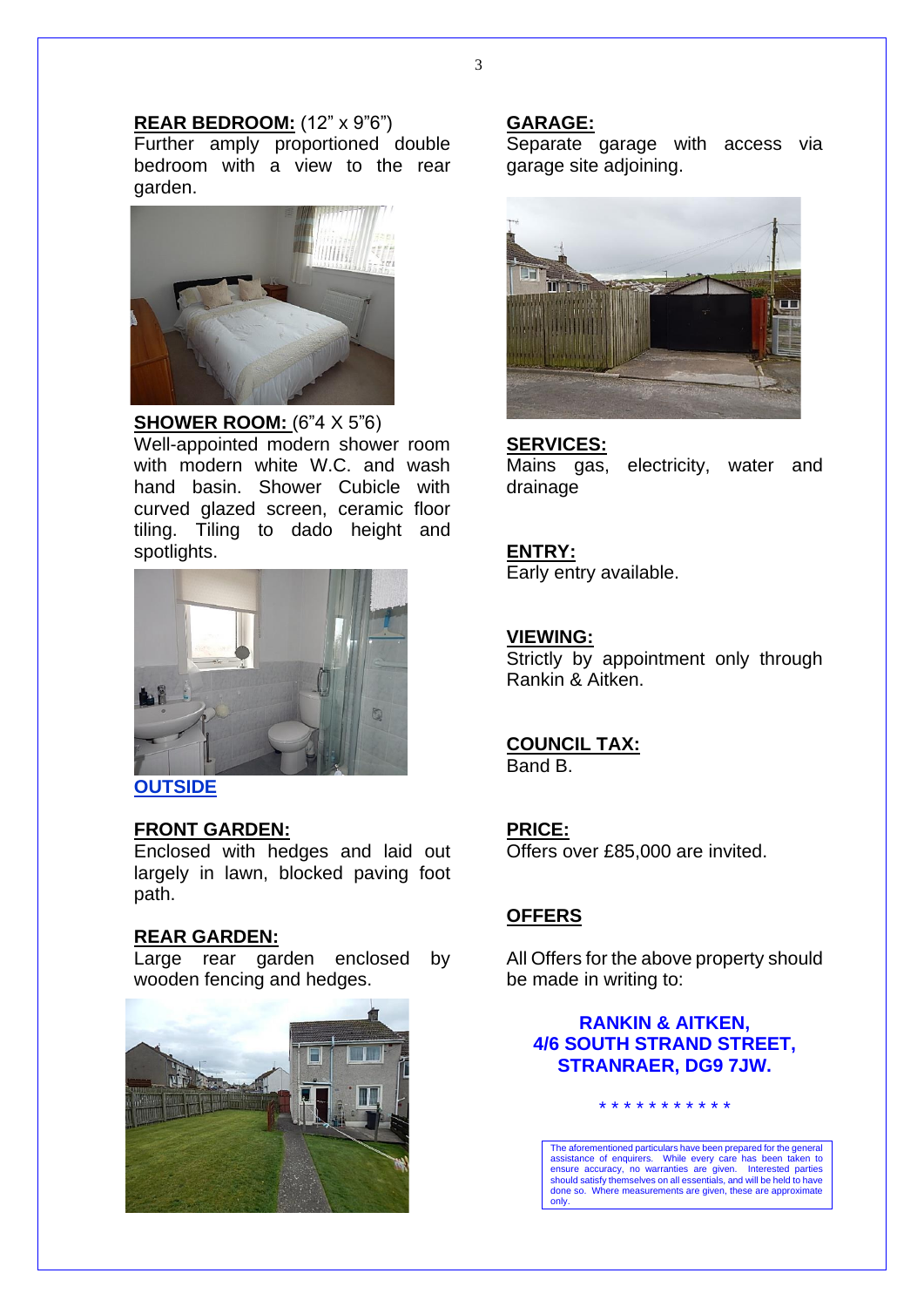**REAR BEDROOM:** (12" x 9"6")
Further amply proportioned double bedroom with a view to the rear garden.

**SHOWER ROOM:** (6"4 X 5"6)
Well-appointed modern shower room with modern white W.C. and wash hand basin. Shower Cubicle with curved glazed screen, ceramic floor tiling. Tiling to dado height and spotlights.

## OUTSIDE

**FRONT GARDEN:**
Enclosed with hedges and laid out largely in lawn, blocked paving foot path.

**REAR GARDEN:**
Large rear garden enclosed by wooden fencing and hedges.

**GARAGE:**
Separate garage with access via garage site adjoining.

**SERVICES:**
Mains gas, electricity, water and drainage

**ENTRY:**
Early entry available.

**VIEWING:**
Strictly by appointment only through Rankin & Aitken.

**COUNCIL TAX:**
Band B.

**PRICE:**
Offers over £85,000 are invited.

**OFFERS**

All Offers for the above property should be made in writing to:

**RANKIN & AITKEN,**
**4/6 SOUTH STRAND STREET,**
**STRANRAER, DG9 7JW.**

* * * * * * * * * * *

The aforementioned particulars have been prepared for the general assistance of enquirers. While every care has been taken to ensure accuracy, no warranties are given. Interested parties should satisfy themselves on all essentials, and will be held to have done so. Where measurements are given, these are approximate only.